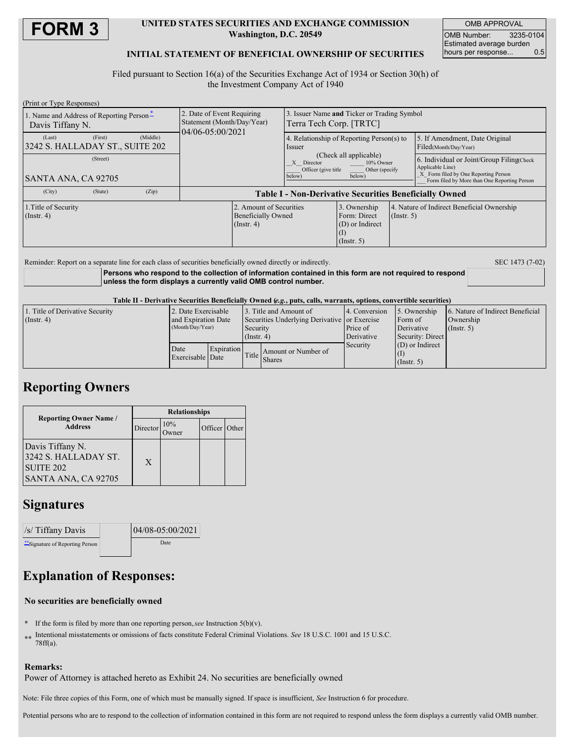# FORM 3

**UNITED STATES SECURITIES AND EXCHANGE COMMISSION**
**Washington, D.C. 20549**

**INITIAL STATEMENT OF BENEFICIAL OWNERSHIP OF SECURITIES**

| OMB APPROVAL | |
|---|---|
| OMB Number: | 3235-0104 |
| Estimated average burden hours per response... | 0.5 |

Filed pursuant to Section 16(a) of the Securities Exchange Act of 1934 or Section 30(h) of the Investment Company Act of 1940

(Print or Type Responses)

| 1. Name and Address of Reporting Person* | 2. Date of Event Requiring Statement (Month/Day/Year) | 3. Issuer Name **and** Ticker or Trading Symbol |
|---|---|---|
| Davis Tiffany N. (Last) (First) (Middle) | 04/06-05:00/2021 | Terra Tech Corp. [TRTC] |
| 3242 S. HALLADAY ST., SUITE 202 (Street) | | 4. Relationship of Reporting Person(s) to Issuer (Check all applicable) _X_ Director ___ 10% Owner ___ Officer (give title below) ___ Other (specify below) |
| SANTA ANA, CA 92705 (City) (State) (Zip) | | 5. If Amendment, Date Original Filed(Month/Day/Year) |
| | | 6. Individual or Joint/Group Filing(Check Applicable Line) _X_ Form filed by One Reporting Person ___ Form filed by More than One Reporting Person |

**Table I - Non-Derivative Securities Beneficially Owned**

| 1.Title of Security (Instr. 4) | 2. Amount of Securities Beneficially Owned (Instr. 4) | 3. Ownership Form: Direct (D) or Indirect (I) (Instr. 5) | 4. Nature of Indirect Beneficial Ownership (Instr. 5) |
|---|---|---|---|

Reminder: Report on a separate line for each class of securities beneficially owned directly or indirectly.

SEC 1473 (7-02)

**Persons who respond to the collection of information contained in this form are not required to respond unless the form displays a currently valid OMB control number.**

**Table II - Derivative Securities Beneficially Owned (*e.g.*, puts, calls, warrants, options, convertible securities)**

| 1. Title of Derivative Security (Instr. 4) | 2. Date Exercisable and Expiration Date (Month/Day/Year) | | 3. Title and Amount of Securities Underlying Derivative Security (Instr. 4) | | 4. Conversion or Exercise Price of Derivative Security | 5. Ownership Form of Derivative Security: Direct (D) or Indirect (I) (Instr. 5) | 6. Nature of Indirect Beneficial Ownership (Instr. 5) |
|---|---|---|---|---|---|---|---|
| | Date Exercisable | Expiration Date | Title | Amount or Number of Shares | | | |

## Reporting Owners

| Reporting Owner Name / Address | Relationships | | | |
|---|---|---|---|---|
| | Director | 10% Owner | Officer | Other |
| Davis Tiffany N. 3242 S. HALLADAY ST. SUITE 202 SANTA ANA, CA 92705 | X | | | |

## Signatures

| /s/ Tiffany Davis | 04/08-05:00/2021 |
|---|---|
| **Signature of Reporting Person | Date |

## Explanation of Responses:

**No securities are beneficially owned**

\* If the form is filed by more than one reporting person, *see* Instruction 5(b)(v).

\*\* Intentional misstatements or omissions of facts constitute Federal Criminal Violations. *See* 18 U.S.C. 1001 and 15 U.S.C. 78ff(a).

**Remarks:**

Power of Attorney is attached hereto as Exhibit 24. No securities are beneficially owned

Note: File three copies of this Form, one of which must be manually signed. If space is insufficient, *See* Instruction 6 for procedure.

Potential persons who are to respond to the collection of information contained in this form are not required to respond unless the form displays a currently valid OMB number.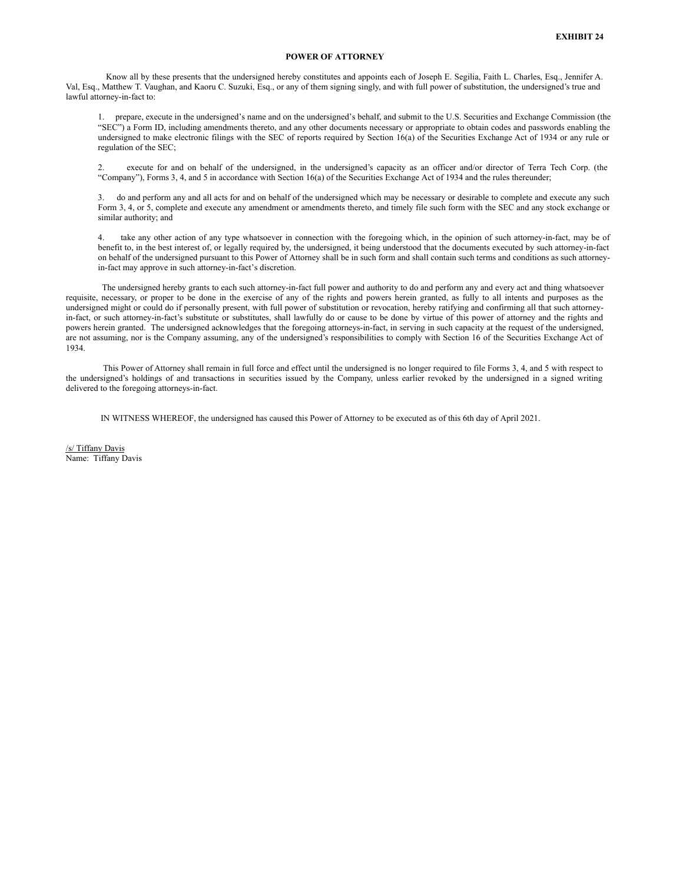**EXHIBIT 24**

**POWER OF ATTORNEY**

Know all by these presents that the undersigned hereby constitutes and appoints each of Joseph E. Segilia, Faith L. Charles, Esq., Jennifer A. Val, Esq., Matthew T. Vaughan, and Kaoru C. Suzuki, Esq., or any of them signing singly, and with full power of substitution, the undersigned's true and lawful attorney-in-fact to:

1. prepare, execute in the undersigned's name and on the undersigned's behalf, and submit to the U.S. Securities and Exchange Commission (the "SEC") a Form ID, including amendments thereto, and any other documents necessary or appropriate to obtain codes and passwords enabling the undersigned to make electronic filings with the SEC of reports required by Section 16(a) of the Securities Exchange Act of 1934 or any rule or regulation of the SEC;

2. execute for and on behalf of the undersigned, in the undersigned's capacity as an officer and/or director of Terra Tech Corp. (the "Company"), Forms 3, 4, and 5 in accordance with Section 16(a) of the Securities Exchange Act of 1934 and the rules thereunder;

3. do and perform any and all acts for and on behalf of the undersigned which may be necessary or desirable to complete and execute any such Form 3, 4, or 5, complete and execute any amendment or amendments thereto, and timely file such form with the SEC and any stock exchange or similar authority; and

4. take any other action of any type whatsoever in connection with the foregoing which, in the opinion of such attorney-in-fact, may be of benefit to, in the best interest of, or legally required by, the undersigned, it being understood that the documents executed by such attorney-in-fact on behalf of the undersigned pursuant to this Power of Attorney shall be in such form and shall contain such terms and conditions as such attorney-in-fact may approve in such attorney-in-fact's discretion.

The undersigned hereby grants to each such attorney-in-fact full power and authority to do and perform any and every act and thing whatsoever requisite, necessary, or proper to be done in the exercise of any of the rights and powers herein granted, as fully to all intents and purposes as the undersigned might or could do if personally present, with full power of substitution or revocation, hereby ratifying and confirming all that such attorney-in-fact, or such attorney-in-fact's substitute or substitutes, shall lawfully do or cause to be done by virtue of this power of attorney and the rights and powers herein granted. The undersigned acknowledges that the foregoing attorneys-in-fact, in serving in such capacity at the request of the undersigned, are not assuming, nor is the Company assuming, any of the undersigned's responsibilities to comply with Section 16 of the Securities Exchange Act of 1934.

This Power of Attorney shall remain in full force and effect until the undersigned is no longer required to file Forms 3, 4, and 5 with respect to the undersigned's holdings of and transactions in securities issued by the Company, unless earlier revoked by the undersigned in a signed writing delivered to the foregoing attorneys-in-fact.

IN WITNESS WHEREOF, the undersigned has caused this Power of Attorney to be executed as of this 6th day of April 2021.

/s/ Tiffany Davis
Name: Tiffany Davis